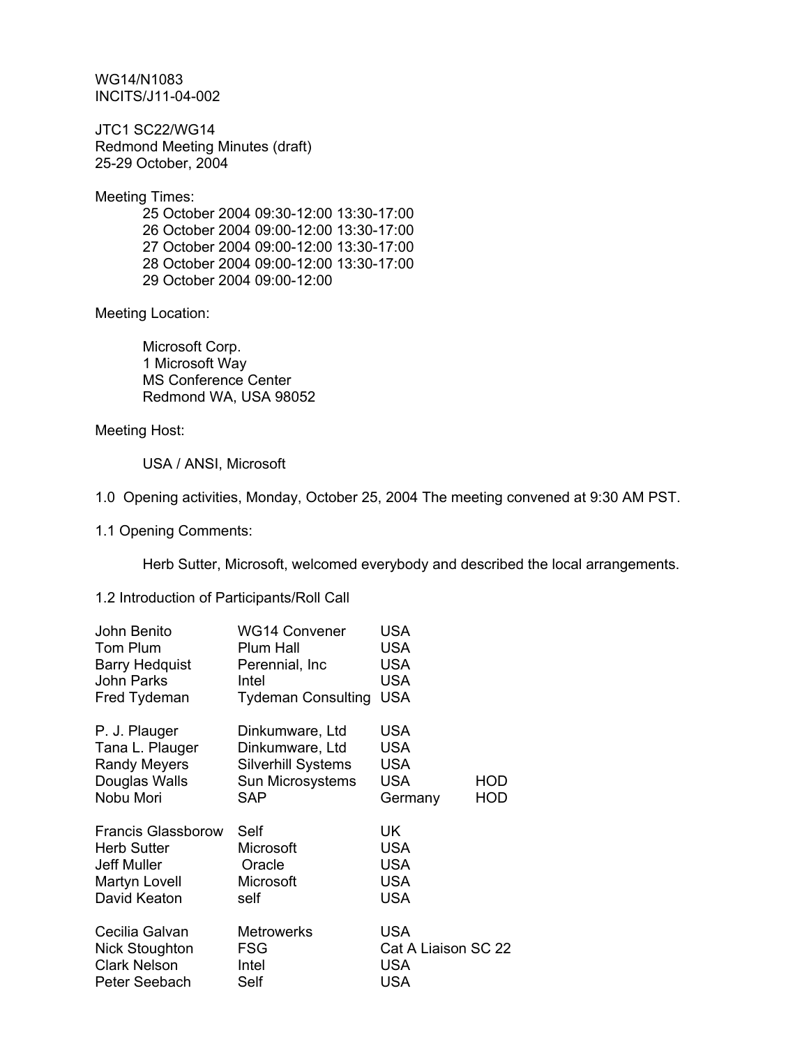WG14/N1083
INCITS/J11-04-002

JTC1 SC22/WG14
Redmond Meeting Minutes (draft)
25-29 October, 2004

Meeting Times:

25 October 2004 09:30-12:00 13:30-17:00
26 October 2004 09:00-12:00 13:30-17:00
27 October 2004 09:00-12:00 13:30-17:00
28 October 2004 09:00-12:00 13:30-17:00
29 October 2004 09:00-12:00

Meeting Location:

Microsoft Corp.
1 Microsoft Way
MS Conference Center
Redmond WA, USA 98052

Meeting Host:

USA / ANSI, Microsoft

1.0 Opening activities, Monday, October 25, 2004 The meeting convened at 9:30 AM PST.

1.1 Opening Comments:

Herb Sutter, Microsoft, welcomed everybody and described the local arrangements.

1.2 Introduction of Participants/Roll Call

| | | | |
|---|---|---|---|
| John Benito | WG14 Convener | USA | |
| Tom Plum | Plum Hall | USA | |
| Barry Hedquist | Perennial, Inc | USA | |
| John Parks | Intel | USA | |
| Fred Tydeman | Tydeman Consulting | USA | |
| P. J. Plauger | Dinkumware, Ltd | USA | |
| Tana L. Plauger | Dinkumware, Ltd | USA | |
| Randy Meyers | Silverhill Systems | USA | |
| Douglas Walls | Sun Microsystems | USA | HOD |
| Nobu Mori | SAP | Germany | HOD |
| Francis Glassborow | Self | UK | |
| Herb Sutter | Microsoft | USA | |
| Jeff Muller | Oracle | USA | |
| Martyn Lovell | Microsoft | USA | |
| David Keaton | self | USA | |
| Cecilia Galvan | Metrowerks | USA | |
| Nick Stoughton | FSG | Cat A Liaison SC 22 | |
| Clark Nelson | Intel | USA | |
| Peter Seebach | Self | USA | |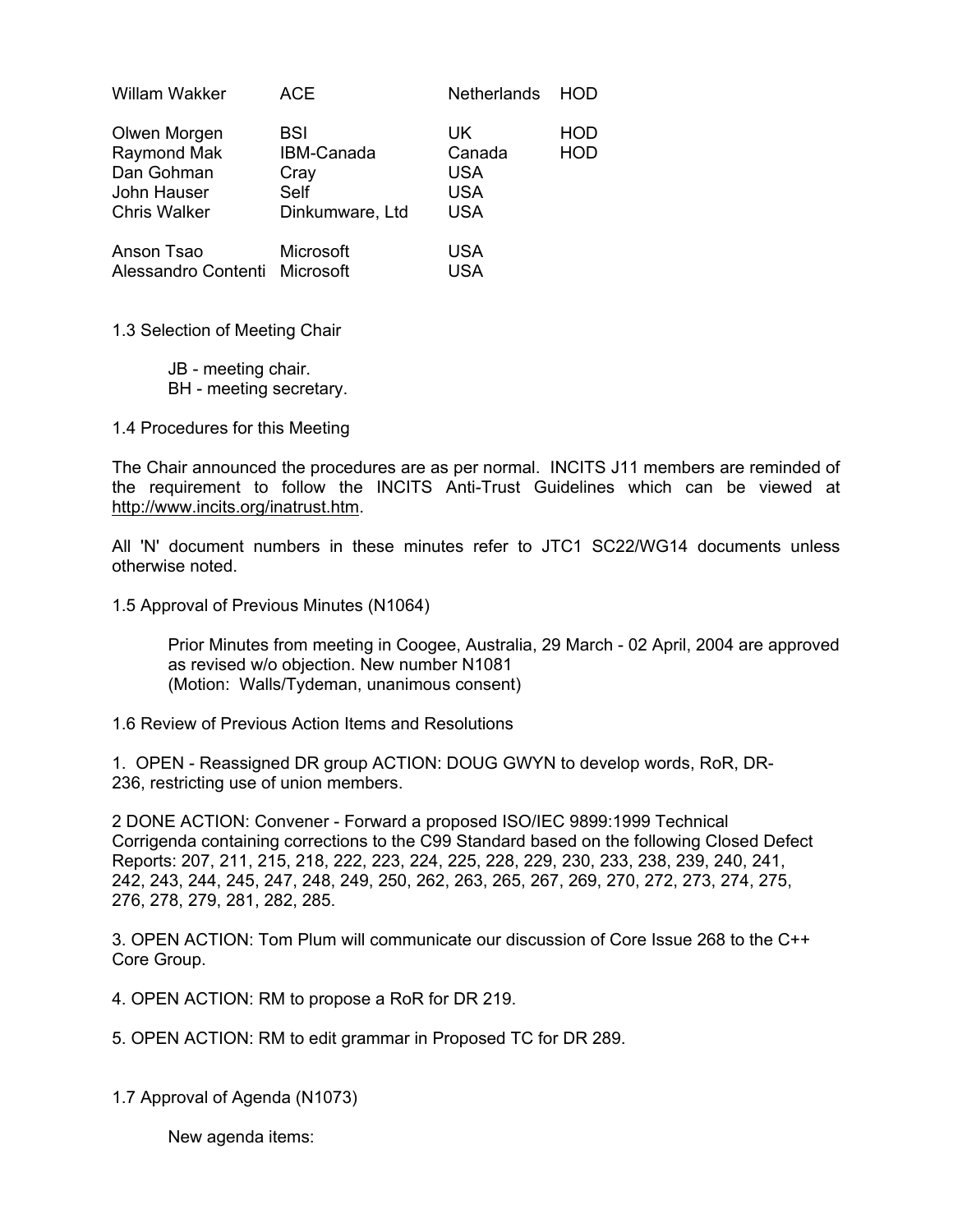| | | | |
|---|---|---|---|
| Willam Wakker | ACE | Netherlands | HOD |
| Olwen Morgen | BSI | UK | HOD |
| Raymond Mak | IBM-Canada | Canada | HOD |
| Dan Gohman | Cray | USA | |
| John Hauser | Self | USA | |
| Chris Walker | Dinkumware, Ltd | USA | |
| Anson Tsao | Microsoft | USA | |
| Alessandro Contenti | Microsoft | USA | |

1.3 Selection of Meeting Chair

JB - meeting chair.
BH - meeting secretary.

1.4 Procedures for this Meeting

The Chair announced the procedures are as per normal. INCITS J11 members are reminded of the requirement to follow the INCITS Anti-Trust Guidelines which can be viewed at http://www.incits.org/inatrust.htm.

All 'N' document numbers in these minutes refer to JTC1 SC22/WG14 documents unless otherwise noted.

1.5 Approval of Previous Minutes (N1064)

Prior Minutes from meeting in Coogee, Australia, 29 March - 02 April, 2004 are approved as revised w/o objection. New number N1081
(Motion: Walls/Tydeman, unanimous consent)

1.6 Review of Previous Action Items and Resolutions

1. OPEN - Reassigned DR group ACTION: DOUG GWYN to develop words, RoR, DR-236, restricting use of union members.

2 DONE ACTION: Convener - Forward a proposed ISO/IEC 9899:1999 Technical Corrigenda containing corrections to the C99 Standard based on the following Closed Defect Reports: 207, 211, 215, 218, 222, 223, 224, 225, 228, 229, 230, 233, 238, 239, 240, 241, 242, 243, 244, 245, 247, 248, 249, 250, 262, 263, 265, 267, 269, 270, 272, 273, 274, 275, 276, 278, 279, 281, 282, 285.

3. OPEN ACTION: Tom Plum will communicate our discussion of Core Issue 268 to the C++ Core Group.

4. OPEN ACTION: RM to propose a RoR for DR 219.

5. OPEN ACTION: RM to edit grammar in Proposed TC for DR 289.

1.7 Approval of Agenda (N1073)

New agenda items: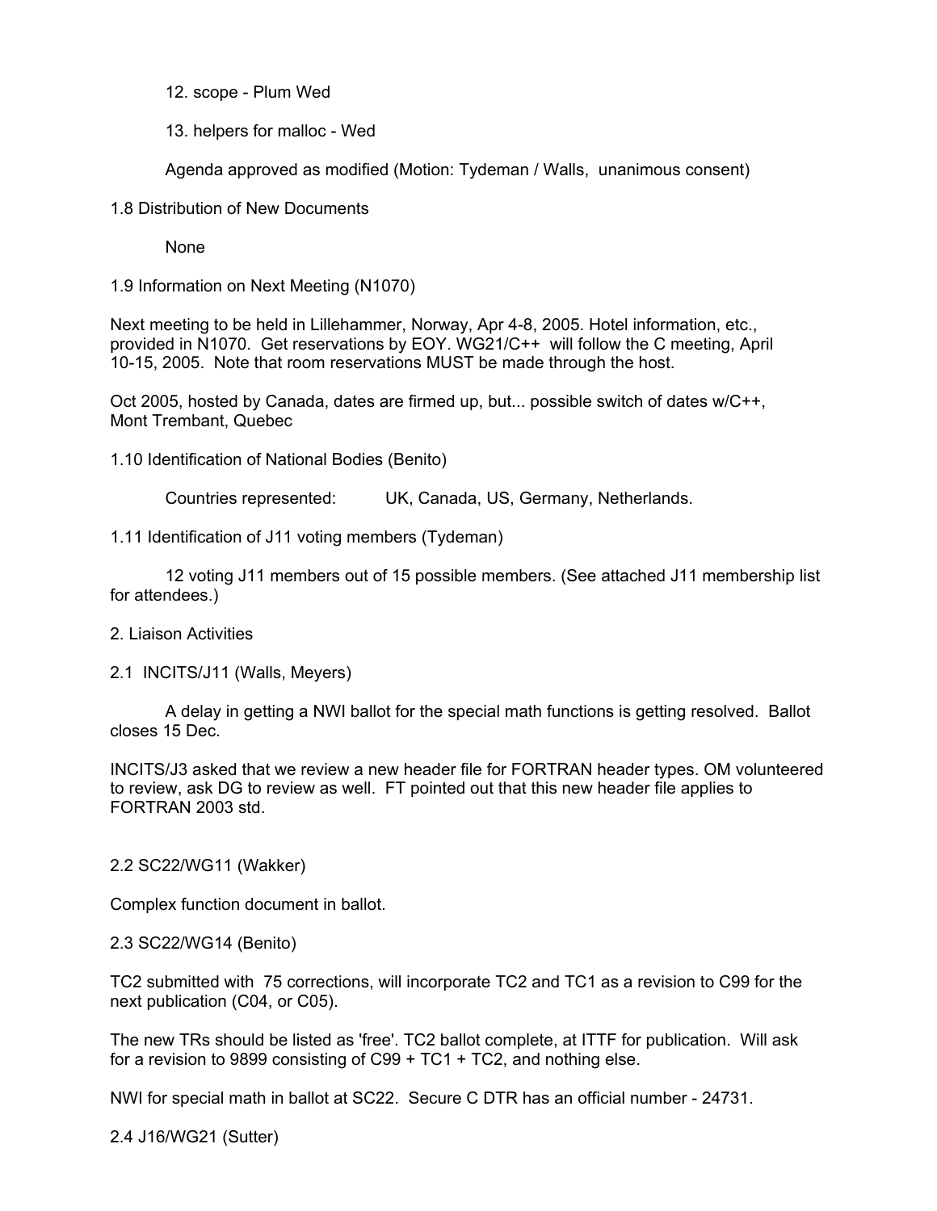12. scope - Plum Wed

13. helpers for malloc - Wed

Agenda approved as modified (Motion: Tydeman / Walls, unanimous consent)

1.8 Distribution of New Documents

None

1.9 Information on Next Meeting (N1070)

Next meeting to be held in Lillehammer, Norway, Apr 4-8, 2005. Hotel information, etc., provided in N1070. Get reservations by EOY. WG21/C++ will follow the C meeting, April 10-15, 2005. Note that room reservations MUST be made through the host.

Oct 2005, hosted by Canada, dates are firmed up, but... possible switch of dates w/C++, Mont Trembant, Quebec

1.10 Identification of National Bodies (Benito)

Countries represented: UK, Canada, US, Germany, Netherlands.

1.11 Identification of J11 voting members (Tydeman)

12 voting J11 members out of 15 possible members. (See attached J11 membership list for attendees.)

2. Liaison Activities

2.1 INCITS/J11 (Walls, Meyers)

A delay in getting a NWI ballot for the special math functions is getting resolved. Ballot closes 15 Dec.

INCITS/J3 asked that we review a new header file for FORTRAN header types. OM volunteered to review, ask DG to review as well. FT pointed out that this new header file applies to FORTRAN 2003 std.

2.2 SC22/WG11 (Wakker)

Complex function document in ballot.

2.3 SC22/WG14 (Benito)

TC2 submitted with 75 corrections, will incorporate TC2 and TC1 as a revision to C99 for the next publication (C04, or C05).

The new TRs should be listed as 'free'. TC2 ballot complete, at ITTF for publication. Will ask for a revision to 9899 consisting of C99 + TC1 + TC2, and nothing else.

NWI for special math in ballot at SC22. Secure C DTR has an official number - 24731.

2.4 J16/WG21 (Sutter)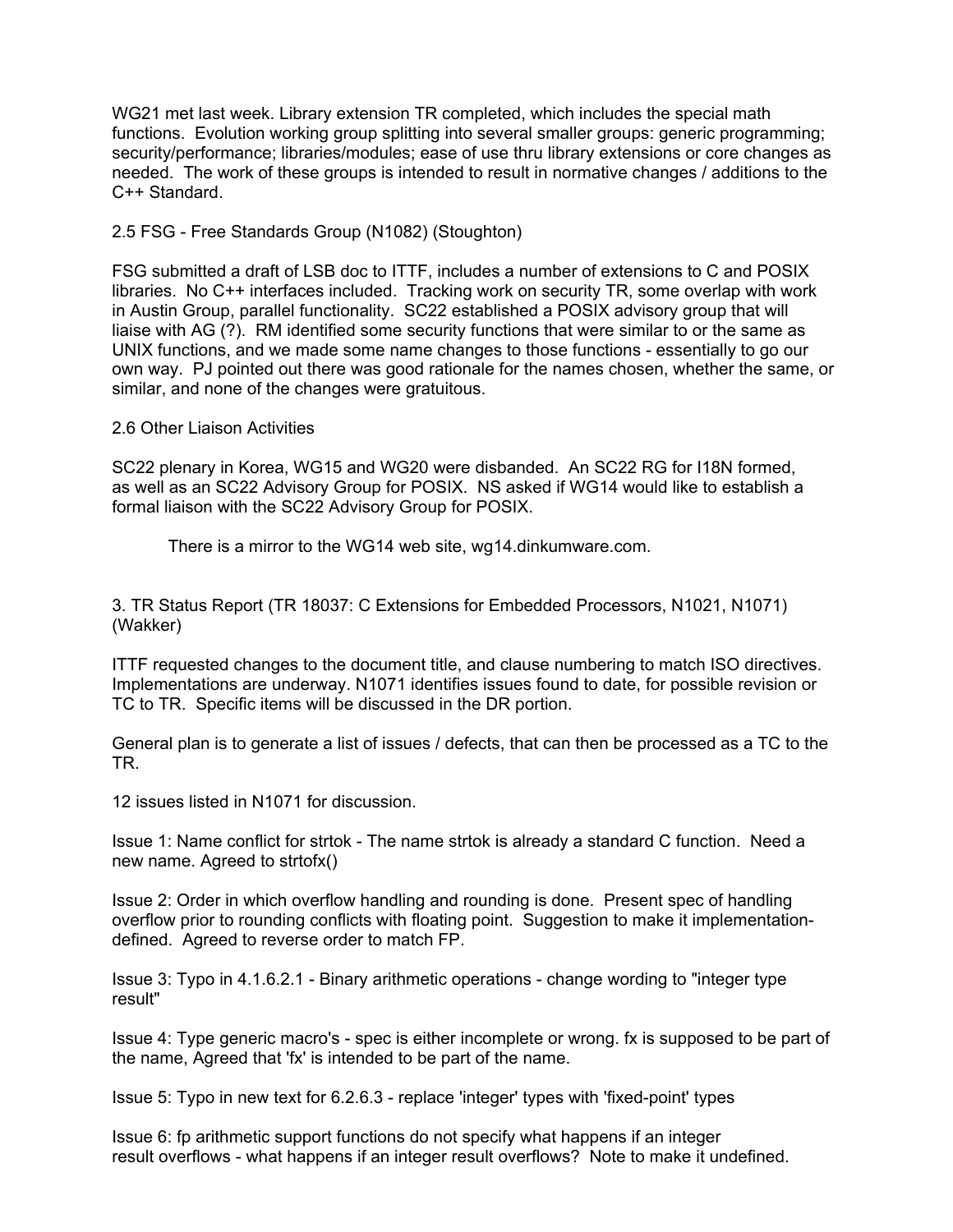WG21 met last week. Library extension TR completed, which includes the special math functions. Evolution working group splitting into several smaller groups: generic programming; security/performance; libraries/modules; ease of use thru library extensions or core changes as needed. The work of these groups is intended to result in normative changes / additions to the C++ Standard.

2.5 FSG - Free Standards Group (N1082) (Stoughton)

FSG submitted a draft of LSB doc to ITTF, includes a number of extensions to C and POSIX libraries. No C++ interfaces included. Tracking work on security TR, some overlap with work in Austin Group, parallel functionality. SC22 established a POSIX advisory group that will liaise with AG (?). RM identified some security functions that were similar to or the same as UNIX functions, and we made some name changes to those functions - essentially to go our own way. PJ pointed out there was good rationale for the names chosen, whether the same, or similar, and none of the changes were gratuitous.

2.6 Other Liaison Activities

SC22 plenary in Korea, WG15 and WG20 were disbanded. An SC22 RG for I18N formed, as well as an SC22 Advisory Group for POSIX. NS asked if WG14 would like to establish a formal liaison with the SC22 Advisory Group for POSIX.

There is a mirror to the WG14 web site, wg14.dinkumware.com.

3. TR Status Report (TR 18037: C Extensions for Embedded Processors, N1021, N1071) (Wakker)

ITTF requested changes to the document title, and clause numbering to match ISO directives. Implementations are underway. N1071 identifies issues found to date, for possible revision or TC to TR. Specific items will be discussed in the DR portion.

General plan is to generate a list of issues / defects, that can then be processed as a TC to the TR.

12 issues listed in N1071 for discussion.

Issue 1: Name conflict for strtok - The name strtok is already a standard C function. Need a new name. Agreed to strtofx()

Issue 2: Order in which overflow handling and rounding is done. Present spec of handling overflow prior to rounding conflicts with floating point. Suggestion to make it implementation-defined. Agreed to reverse order to match FP.

Issue 3: Typo in 4.1.6.2.1 - Binary arithmetic operations - change wording to "integer type result"

Issue 4: Type generic macro's - spec is either incomplete or wrong. fx is supposed to be part of the name, Agreed that 'fx' is intended to be part of the name.

Issue 5: Typo in new text for 6.2.6.3 - replace 'integer' types with 'fixed-point' types

Issue 6: fp arithmetic support functions do not specify what happens if an integer result overflows - what happens if an integer result overflows? Note to make it undefined.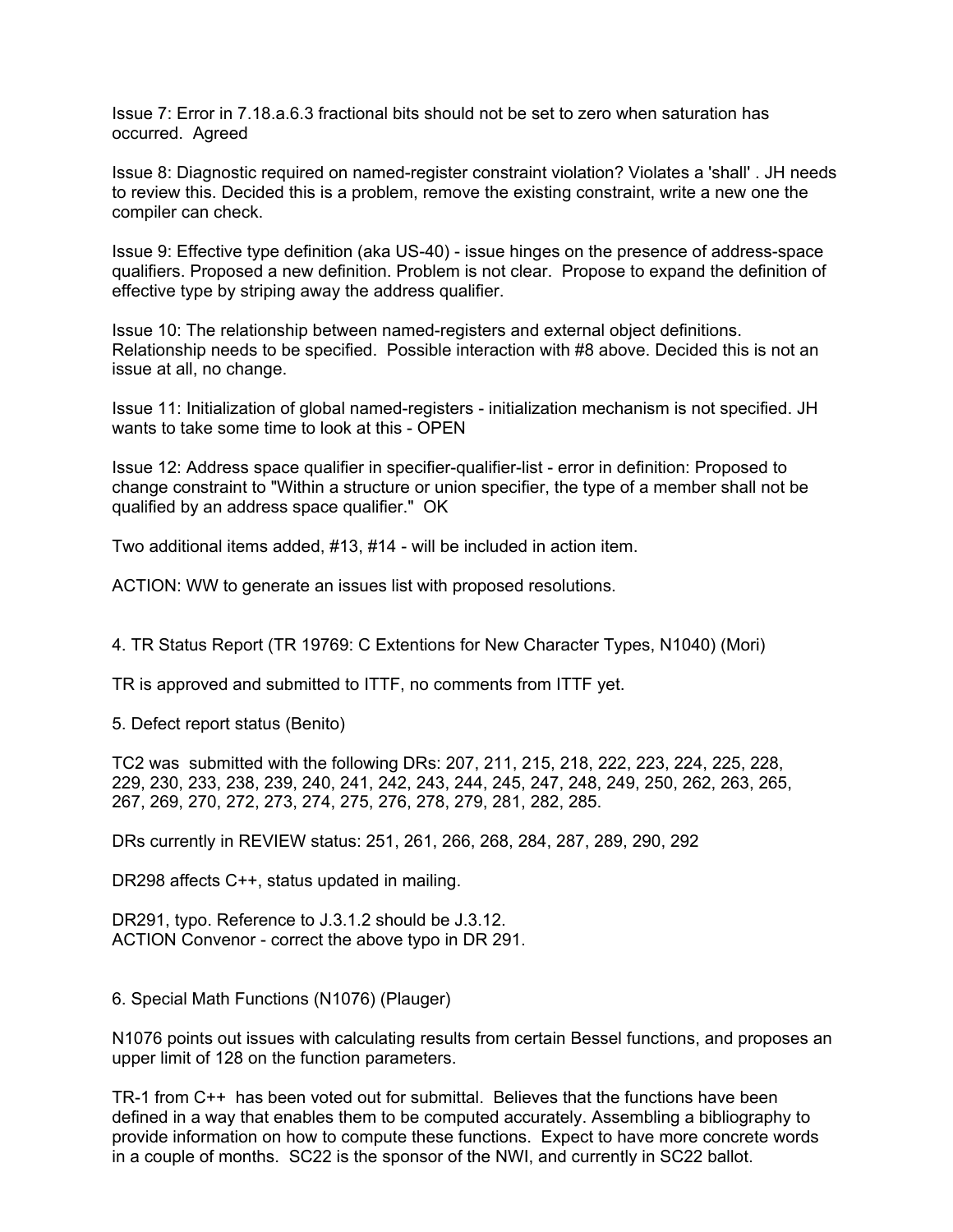Issue 7: Error in 7.18.a.6.3 fractional bits should not be set to zero when saturation has occurred. Agreed

Issue 8: Diagnostic required on named-register constraint violation? Violates a 'shall' . JH needs to review this. Decided this is a problem, remove the existing constraint, write a new one the compiler can check.

Issue 9: Effective type definition (aka US-40) - issue hinges on the presence of address-space qualifiers. Proposed a new definition. Problem is not clear. Propose to expand the definition of effective type by striping away the address qualifier.

Issue 10: The relationship between named-registers and external object definitions. Relationship needs to be specified. Possible interaction with #8 above. Decided this is not an issue at all, no change.

Issue 11: Initialization of global named-registers - initialization mechanism is not specified. JH wants to take some time to look at this - OPEN

Issue 12: Address space qualifier in specifier-qualifier-list - error in definition: Proposed to change constraint to "Within a structure or union specifier, the type of a member shall not be qualified by an address space qualifier." OK

Two additional items added, #13, #14 - will be included in action item.

ACTION: WW to generate an issues list with proposed resolutions.

4. TR Status Report (TR 19769: C Extentions for New Character Types, N1040) (Mori)

TR is approved and submitted to ITTF, no comments from ITTF yet.

5. Defect report status (Benito)

TC2 was submitted with the following DRs: 207, 211, 215, 218, 222, 223, 224, 225, 228, 229, 230, 233, 238, 239, 240, 241, 242, 243, 244, 245, 247, 248, 249, 250, 262, 263, 265, 267, 269, 270, 272, 273, 274, 275, 276, 278, 279, 281, 282, 285.

DRs currently in REVIEW status: 251, 261, 266, 268, 284, 287, 289, 290, 292

DR298 affects C++, status updated in mailing.

DR291, typo. Reference to J.3.1.2 should be J.3.12.
ACTION Convenor - correct the above typo in DR 291.

6. Special Math Functions (N1076) (Plauger)

N1076 points out issues with calculating results from certain Bessel functions, and proposes an upper limit of 128 on the function parameters.

TR-1 from C++ has been voted out for submittal. Believes that the functions have been defined in a way that enables them to be computed accurately. Assembling a bibliography to provide information on how to compute these functions. Expect to have more concrete words in a couple of months. SC22 is the sponsor of the NWI, and currently in SC22 ballot.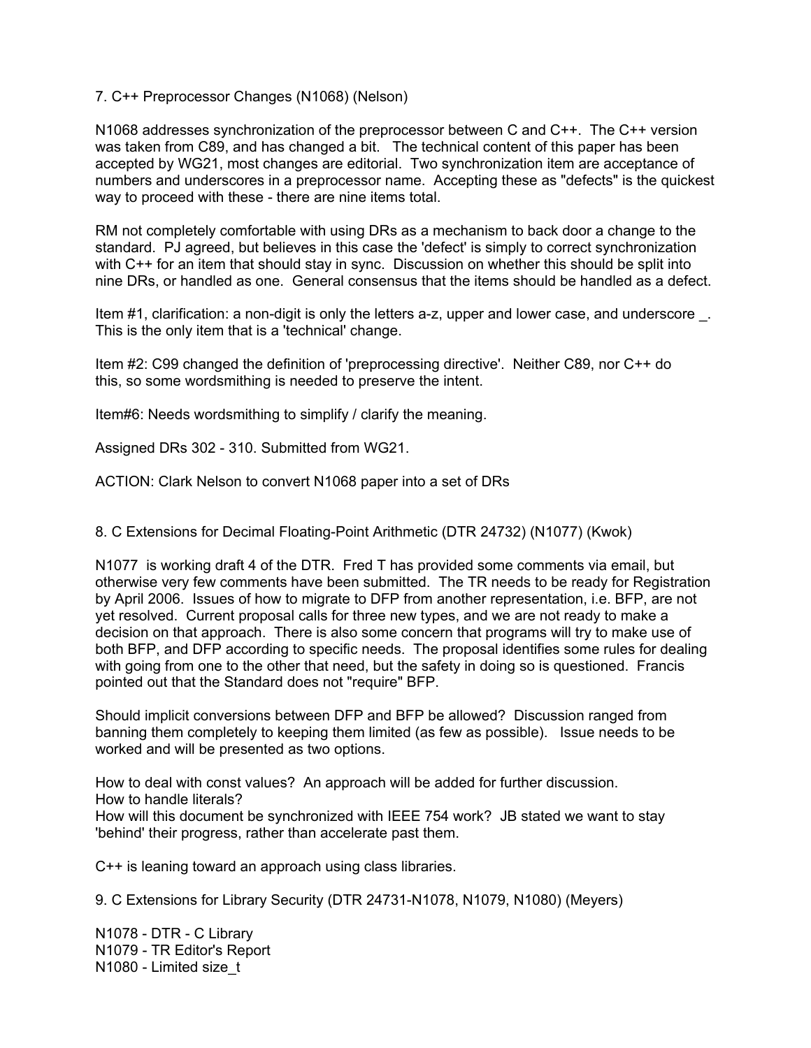7. C++ Preprocessor Changes (N1068) (Nelson)

N1068 addresses synchronization of the preprocessor between C and C++. The C++ version was taken from C89, and has changed a bit. The technical content of this paper has been accepted by WG21, most changes are editorial. Two synchronization item are acceptance of numbers and underscores in a preprocessor name. Accepting these as "defects" is the quickest way to proceed with these - there are nine items total.

RM not completely comfortable with using DRs as a mechanism to back door a change to the standard. PJ agreed, but believes in this case the 'defect' is simply to correct synchronization with C++ for an item that should stay in sync. Discussion on whether this should be split into nine DRs, or handled as one. General consensus that the items should be handled as a defect.

Item #1, clarification: a non-digit is only the letters a-z, upper and lower case, and underscore _. This is the only item that is a 'technical' change.

Item #2: C99 changed the definition of 'preprocessing directive'. Neither C89, nor C++ do this, so some wordsmithing is needed to preserve the intent.

Item#6: Needs wordsmithing to simplify / clarify the meaning.

Assigned DRs 302 - 310. Submitted from WG21.

ACTION: Clark Nelson to convert N1068 paper into a set of DRs

8. C Extensions for Decimal Floating-Point Arithmetic (DTR 24732) (N1077) (Kwok)

N1077 is working draft 4 of the DTR. Fred T has provided some comments via email, but otherwise very few comments have been submitted. The TR needs to be ready for Registration by April 2006. Issues of how to migrate to DFP from another representation, i.e. BFP, are not yet resolved. Current proposal calls for three new types, and we are not ready to make a decision on that approach. There is also some concern that programs will try to make use of both BFP, and DFP according to specific needs. The proposal identifies some rules for dealing with going from one to the other that need, but the safety in doing so is questioned. Francis pointed out that the Standard does not "require" BFP.

Should implicit conversions between DFP and BFP be allowed? Discussion ranged from banning them completely to keeping them limited (as few as possible). Issue needs to be worked and will be presented as two options.

How to deal with const values? An approach will be added for further discussion.
How to handle literals?
How will this document be synchronized with IEEE 754 work? JB stated we want to stay 'behind' their progress, rather than accelerate past them.

C++ is leaning toward an approach using class libraries.

9. C Extensions for Library Security (DTR 24731-N1078, N1079, N1080) (Meyers)

N1078 - DTR - C Library
N1079 - TR Editor's Report
N1080 - Limited size_t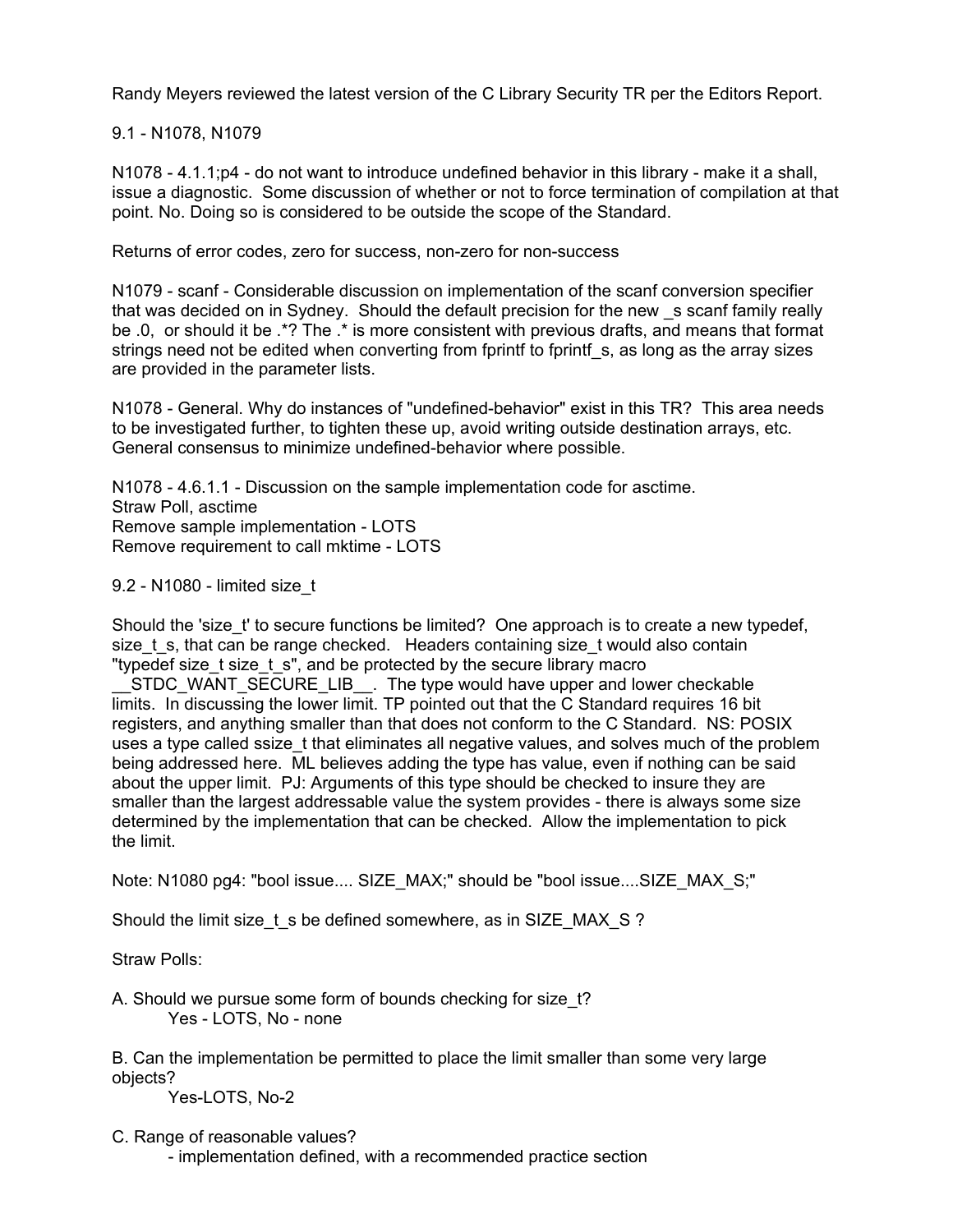Randy Meyers reviewed the latest version of the C Library Security TR per the Editors Report.

9.1 - N1078, N1079

N1078 - 4.1.1;p4 - do not want to introduce undefined behavior in this library - make it a shall, issue a diagnostic. Some discussion of whether or not to force termination of compilation at that point. No. Doing so is considered to be outside the scope of the Standard.

Returns of error codes, zero for success, non-zero for non-success

N1079 - scanf - Considerable discussion on implementation of the scanf conversion specifier that was decided on in Sydney. Should the default precision for the new _s scanf family really be .0, or should it be .*? The .* is more consistent with previous drafts, and means that format strings need not be edited when converting from fprintf to fprintf_s, as long as the array sizes are provided in the parameter lists.

N1078 - General. Why do instances of "undefined-behavior" exist in this TR? This area needs to be investigated further, to tighten these up, avoid writing outside destination arrays, etc. General consensus to minimize undefined-behavior where possible.

N1078 - 4.6.1.1 - Discussion on the sample implementation code for asctime.
Straw Poll, asctime
Remove sample implementation - LOTS
Remove requirement to call mktime - LOTS

9.2 - N1080 - limited size_t

Should the 'size_t' to secure functions be limited? One approach is to create a new typedef, size_t_s, that can be range checked. Headers containing size_t would also contain "typedef size_t size_t_s", and be protected by the secure library macro __STDC_WANT_SECURE_LIB__. The type would have upper and lower checkable limits. In discussing the lower limit. TP pointed out that the C Standard requires 16 bit registers, and anything smaller than that does not conform to the C Standard. NS: POSIX uses a type called ssize_t that eliminates all negative values, and solves much of the problem being addressed here. ML believes adding the type has value, even if nothing can be said about the upper limit. PJ: Arguments of this type should be checked to insure they are smaller than the largest addressable value the system provides - there is always some size determined by the implementation that can be checked. Allow the implementation to pick the limit.

Note: N1080 pg4: "bool issue.... SIZE_MAX;" should be "bool issue....SIZE_MAX_S;"

Should the limit size_t_s be defined somewhere, as in SIZE_MAX_S ?

Straw Polls:

A. Should we pursue some form of bounds checking for size_t?
   Yes - LOTS, No - none

B. Can the implementation be permitted to place the limit smaller than some very large objects?
   Yes-LOTS, No-2

C. Range of reasonable values?
   - implementation defined, with a recommended practice section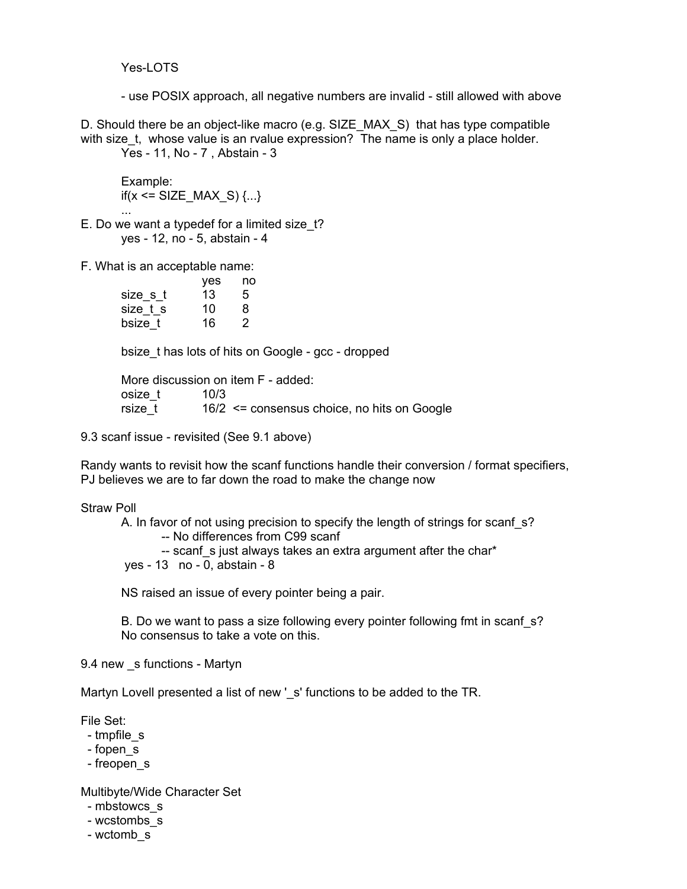Yes-LOTS

- use POSIX approach, all negative numbers are invalid - still allowed with above

D. Should there be an object-like macro (e.g. SIZE_MAX_S) that has type compatible with size_t, whose value is an rvalue expression? The name is only a place holder.

Yes - 11, No - 7 , Abstain - 3

Example:

```
if(x <= SIZE_MAX_S) {...}
...
```

E. Do we want a typedef for a limited size_t?

yes - 12, no - 5, abstain - 4

F. What is an acceptable name:

| | yes | no |
|---|---|---|
| size_s_t | 13 | 5 |
| size_t_s | 10 | 8 |
| bsize_t | 16 | 2 |

bsize_t has lots of hits on Google - gcc - dropped

More discussion on item F - added:

osize_t 10/3

rsize_t 16/2 <= consensus choice, no hits on Google

9.3 scanf issue - revisited (See 9.1 above)

Randy wants to revisit how the scanf functions handle their conversion / format specifiers, PJ believes we are to far down the road to make the change now

Straw Poll

A. In favor of not using precision to specify the length of strings for scanf_s?

-- No differences from C99 scanf

-- scanf_s just always takes an extra argument after the char*

yes - 13 no - 0, abstain - 8

NS raised an issue of every pointer being a pair.

B. Do we want to pass a size following every pointer following fmt in scanf_s?

No consensus to take a vote on this.

9.4 new _s functions - Martyn

Martyn Lovell presented a list of new '_s' functions to be added to the TR.

File Set:

- tmpfile_s
- fopen_s
- freopen_s

Multibyte/Wide Character Set

- mbstowcs_s
- wcstombs_s
- wctomb_s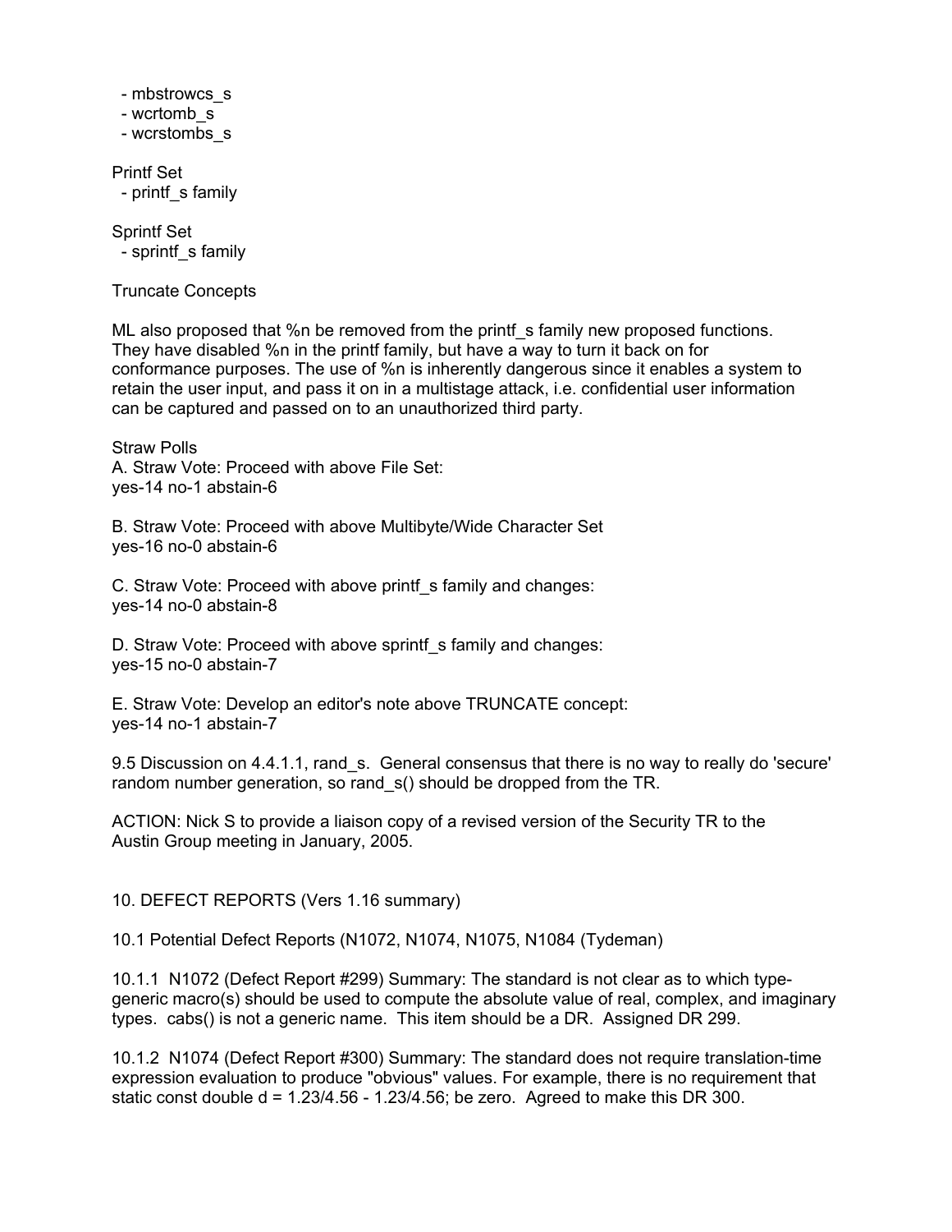- mbstrowcs_s
  - wcrtomb_s
  - wcrstombs_s

Printf Set
  - printf_s family

Sprintf Set
  - sprintf_s family

Truncate Concepts

ML also proposed that %n be removed from the printf_s family new proposed functions. They have disabled %n in the printf family, but have a way to turn it back on for conformance purposes. The use of %n is inherently dangerous since it enables a system to retain the user input, and pass it on in a multistage attack, i.e. confidential user information can be captured and passed on to an unauthorized third party.

Straw Polls
A. Straw Vote: Proceed with above File Set:
yes-14 no-1 abstain-6

B. Straw Vote: Proceed with above Multibyte/Wide Character Set
yes-16 no-0 abstain-6

C. Straw Vote: Proceed with above printf_s family and changes:
yes-14 no-0 abstain-8

D. Straw Vote: Proceed with above sprintf_s family and changes:
yes-15 no-0 abstain-7

E. Straw Vote: Develop an editor's note above TRUNCATE concept:
yes-14 no-1 abstain-7

9.5 Discussion on 4.4.1.1, rand_s. General consensus that there is no way to really do 'secure' random number generation, so rand_s() should be dropped from the TR.

ACTION: Nick S to provide a liaison copy of a revised version of the Security TR to the Austin Group meeting in January, 2005.

10. DEFECT REPORTS (Vers 1.16 summary)

10.1 Potential Defect Reports (N1072, N1074, N1075, N1084 (Tydeman)

10.1.1 N1072 (Defect Report #299) Summary: The standard is not clear as to which type-generic macro(s) should be used to compute the absolute value of real, complex, and imaginary types. cabs() is not a generic name. This item should be a DR. Assigned DR 299.

10.1.2 N1074 (Defect Report #300) Summary: The standard does not require translation-time expression evaluation to produce "obvious" values. For example, there is no requirement that static const double d = 1.23/4.56 - 1.23/4.56; be zero. Agreed to make this DR 300.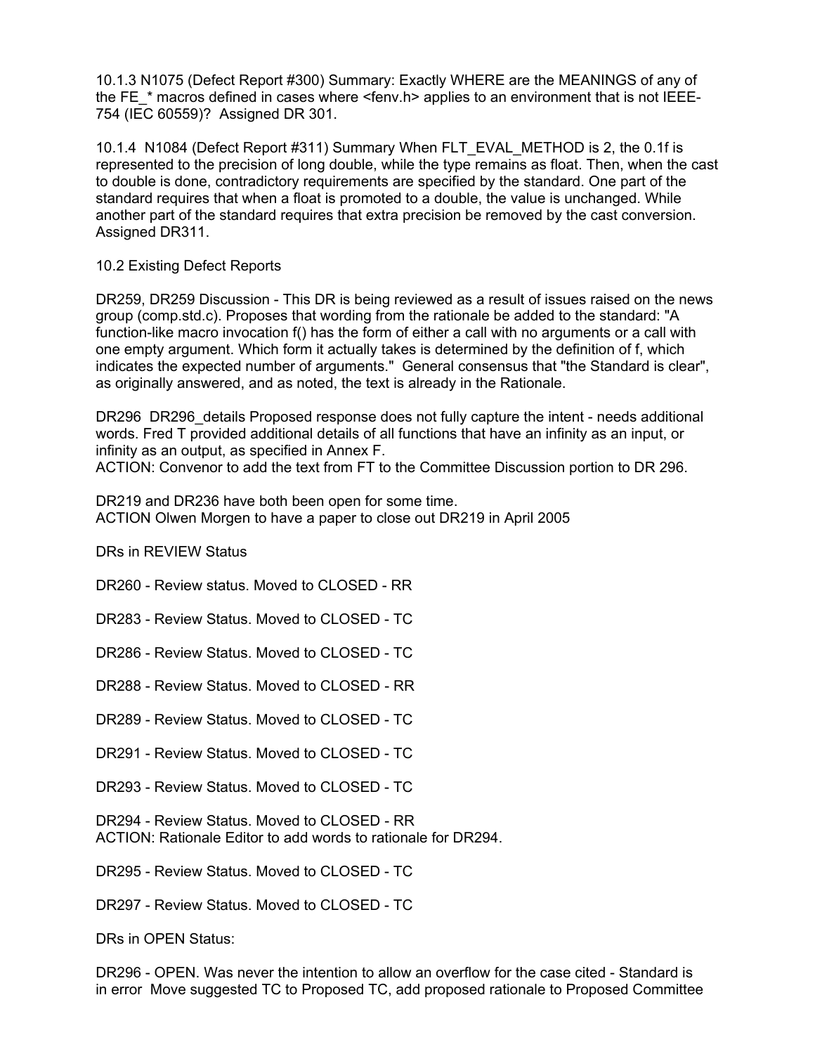10.1.3 N1075 (Defect Report #300) Summary: Exactly WHERE are the MEANINGS of any of the FE_* macros defined in cases where <fenv.h> applies to an environment that is not IEEE-754 (IEC 60559)? Assigned DR 301.

10.1.4 N1084 (Defect Report #311) Summary When FLT_EVAL_METHOD is 2, the 0.1f is represented to the precision of long double, while the type remains as float. Then, when the cast to double is done, contradictory requirements are specified by the standard. One part of the standard requires that when a float is promoted to a double, the value is unchanged. While another part of the standard requires that extra precision be removed by the cast conversion. Assigned DR311.

10.2 Existing Defect Reports

DR259, DR259 Discussion - This DR is being reviewed as a result of issues raised on the news group (comp.std.c). Proposes that wording from the rationale be added to the standard: "A function-like macro invocation f() has the form of either a call with no arguments or a call with one empty argument. Which form it actually takes is determined by the definition of f, which indicates the expected number of arguments." General consensus that "the Standard is clear", as originally answered, and as noted, the text is already in the Rationale.

DR296 DR296_details Proposed response does not fully capture the intent - needs additional words. Fred T provided additional details of all functions that have an infinity as an input, or infinity as an output, as specified in Annex F.
ACTION: Convenor to add the text from FT to the Committee Discussion portion to DR 296.

DR219 and DR236 have both been open for some time.
ACTION Olwen Morgen to have a paper to close out DR219 in April 2005

DRs in REVIEW Status

DR260 - Review status. Moved to CLOSED - RR

DR283 - Review Status. Moved to CLOSED - TC

DR286 - Review Status. Moved to CLOSED - TC

DR288 - Review Status. Moved to CLOSED - RR

DR289 - Review Status. Moved to CLOSED - TC

DR291 - Review Status. Moved to CLOSED - TC

DR293 - Review Status. Moved to CLOSED - TC

DR294 - Review Status. Moved to CLOSED - RR
ACTION: Rationale Editor to add words to rationale for DR294.

DR295 - Review Status. Moved to CLOSED - TC

DR297 - Review Status. Moved to CLOSED - TC

DRs in OPEN Status:

DR296 - OPEN. Was never the intention to allow an overflow for the case cited - Standard is in error Move suggested TC to Proposed TC, add proposed rationale to Proposed Committee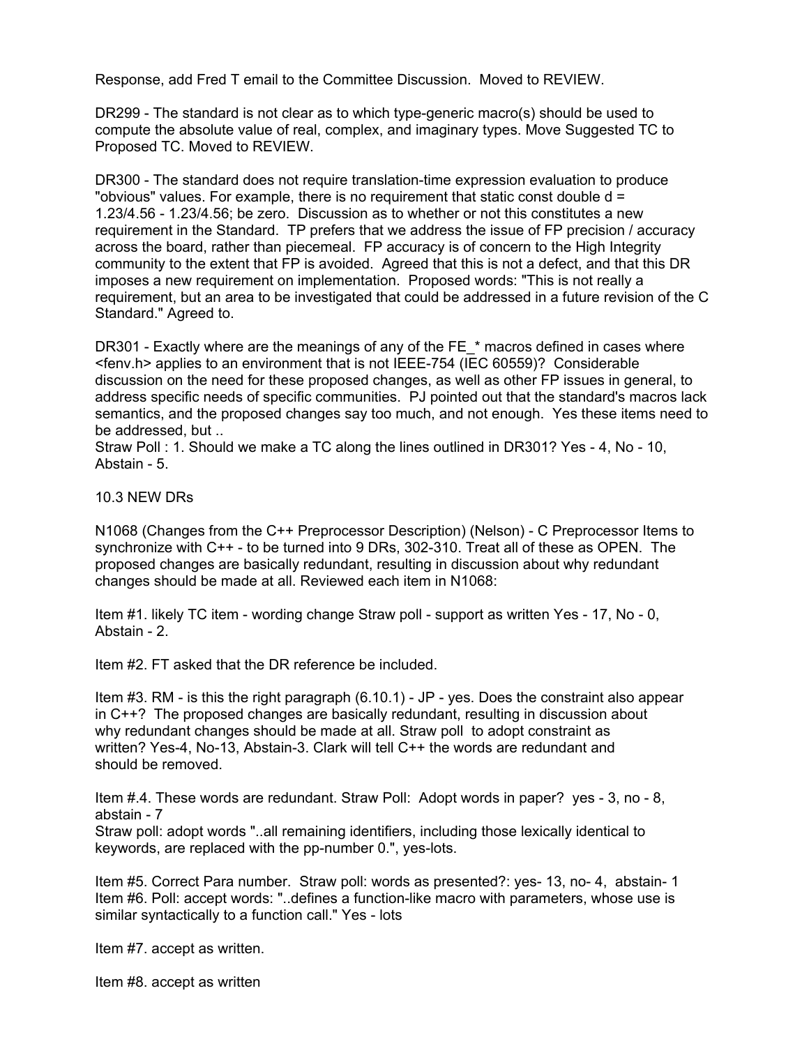Response, add Fred T email to the Committee Discussion. Moved to REVIEW.

DR299 - The standard is not clear as to which type-generic macro(s) should be used to compute the absolute value of real, complex, and imaginary types. Move Suggested TC to Proposed TC. Moved to REVIEW.

DR300 - The standard does not require translation-time expression evaluation to produce "obvious" values. For example, there is no requirement that static const double d = 1.23/4.56 - 1.23/4.56; be zero. Discussion as to whether or not this constitutes a new requirement in the Standard. TP prefers that we address the issue of FP precision / accuracy across the board, rather than piecemeal. FP accuracy is of concern to the High Integrity community to the extent that FP is avoided. Agreed that this is not a defect, and that this DR imposes a new requirement on implementation. Proposed words: "This is not really a requirement, but an area to be investigated that could be addressed in a future revision of the C Standard." Agreed to.

DR301 - Exactly where are the meanings of any of the FE_* macros defined in cases where <fenv.h> applies to an environment that is not IEEE-754 (IEC 60559)? Considerable discussion on the need for these proposed changes, as well as other FP issues in general, to address specific needs of specific communities. PJ pointed out that the standard's macros lack semantics, and the proposed changes say too much, and not enough. Yes these items need to be addressed, but ..
Straw Poll : 1. Should we make a TC along the lines outlined in DR301? Yes - 4, No - 10, Abstain - 5.

10.3 NEW DRs

N1068 (Changes from the C++ Preprocessor Description) (Nelson) - C Preprocessor Items to synchronize with C++ - to be turned into 9 DRs, 302-310. Treat all of these as OPEN. The proposed changes are basically redundant, resulting in discussion about why redundant changes should be made at all. Reviewed each item in N1068:

Item #1. likely TC item - wording change Straw poll - support as written Yes - 17, No - 0, Abstain - 2.

Item #2. FT asked that the DR reference be included.

Item #3. RM - is this the right paragraph (6.10.1) - JP - yes. Does the constraint also appear in C++? The proposed changes are basically redundant, resulting in discussion about why redundant changes should be made at all. Straw poll to adopt constraint as written? Yes-4, No-13, Abstain-3. Clark will tell C++ the words are redundant and should be removed.

Item #.4. These words are redundant. Straw Poll: Adopt words in paper? yes - 3, no - 8, abstain - 7
Straw poll: adopt words "..all remaining identifiers, including those lexically identical to keywords, are replaced with the pp-number 0.", yes-lots.

Item #5. Correct Para number. Straw poll: words as presented?: yes- 13, no- 4, abstain- 1
Item #6. Poll: accept words: "..defines a function-like macro with parameters, whose use is similar syntactically to a function call." Yes - lots

Item #7. accept as written.

Item #8. accept as written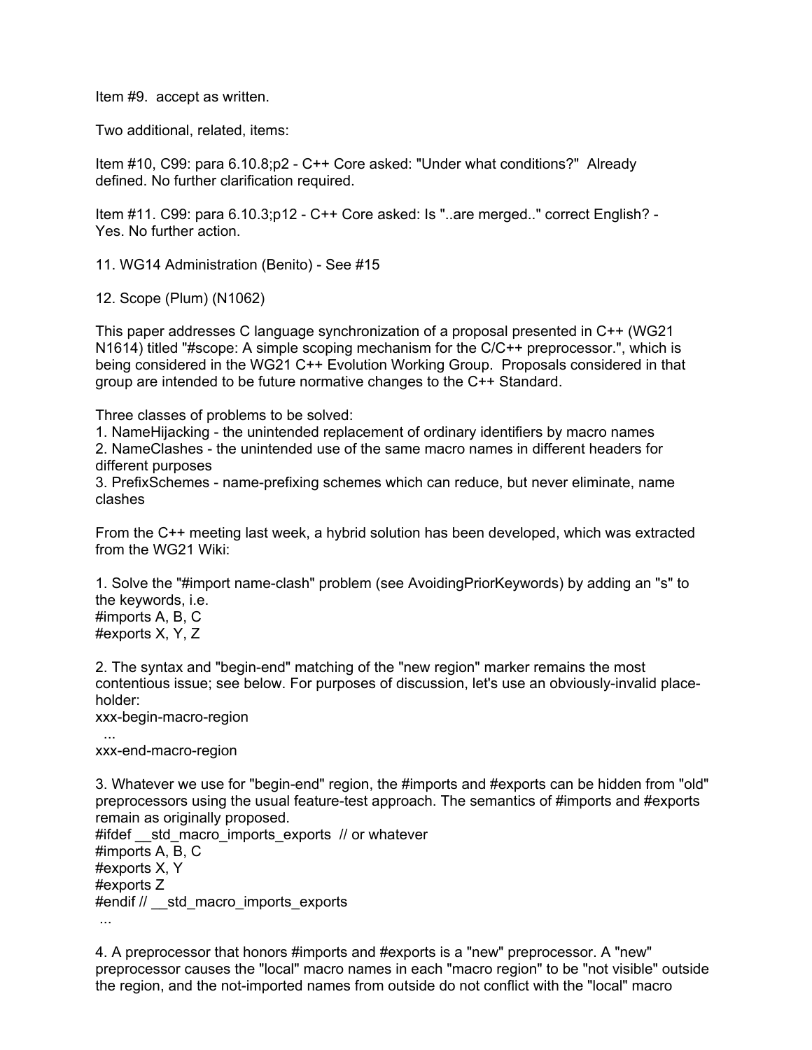Item #9. accept as written.

Two additional, related, items:

Item #10, C99: para 6.10.8;p2 - C++ Core asked: "Under what conditions?" Already defined. No further clarification required.

Item #11. C99: para 6.10.3;p12 - C++ Core asked: Is "..are merged.." correct English? - Yes. No further action.

11. WG14 Administration (Benito) - See #15

12. Scope (Plum) (N1062)

This paper addresses C language synchronization of a proposal presented in C++ (WG21 N1614) titled "#scope: A simple scoping mechanism for the C/C++ preprocessor.", which is being considered in the WG21 C++ Evolution Working Group. Proposals considered in that group are intended to be future normative changes to the C++ Standard.

Three classes of problems to be solved:
1. NameHijacking - the unintended replacement of ordinary identifiers by macro names
2. NameClashes - the unintended use of the same macro names in different headers for different purposes
3. PrefixSchemes - name-prefixing schemes which can reduce, but never eliminate, name clashes

From the C++ meeting last week, a hybrid solution has been developed, which was extracted from the WG21 Wiki:

1. Solve the "#import name-clash" problem (see AvoidingPriorKeywords) by adding an "s" to the keywords, i.e.

```
#imports A, B, C
#exports X, Y, Z
```

2. The syntax and "begin-end" matching of the "new region" marker remains the most contentious issue; see below. For purposes of discussion, let's use an obviously-invalid place-holder:

```
xxx-begin-macro-region
  ...
xxx-end-macro-region
```

3. Whatever we use for "begin-end" region, the #imports and #exports can be hidden from "old" preprocessors using the usual feature-test approach. The semantics of #imports and #exports remain as originally proposed.

```
#ifdef __std_macro_imports_exports  // or whatever
#imports A, B, C
#exports X, Y
#exports Z
#endif // __std_macro_imports_exports
 ...
```

4. A preprocessor that honors #imports and #exports is a "new" preprocessor. A "new" preprocessor causes the "local" macro names in each "macro region" to be "not visible" outside the region, and the not-imported names from outside do not conflict with the "local" macro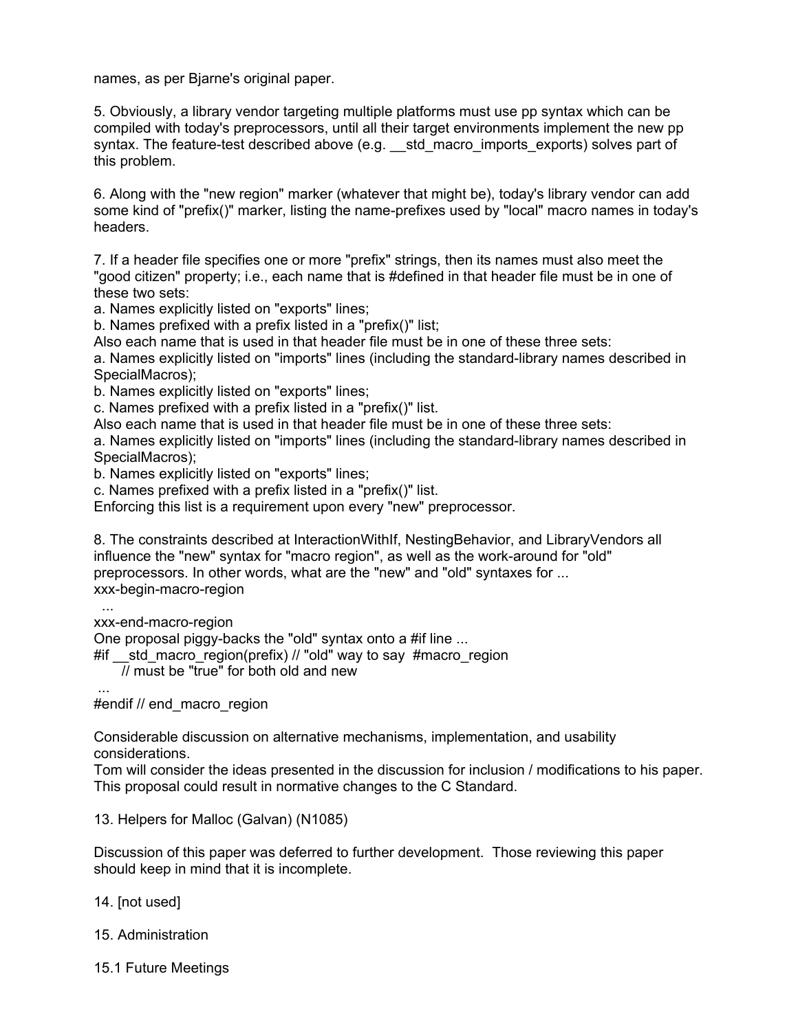names, as per Bjarne's original paper.

5. Obviously, a library vendor targeting multiple platforms must use pp syntax which can be compiled with today's preprocessors, until all their target environments implement the new pp syntax. The feature-test described above (e.g. __std_macro_imports_exports) solves part of this problem.

6. Along with the "new region" marker (whatever that might be), today's library vendor can add some kind of "prefix()" marker, listing the name-prefixes used by "local" macro names in today's headers.

7. If a header file specifies one or more "prefix" strings, then its names must also meet the "good citizen" property; i.e., each name that is #defined in that header file must be in one of these two sets:
a. Names explicitly listed on "exports" lines;
b. Names prefixed with a prefix listed in a "prefix()" list;
Also each name that is used in that header file must be in one of these three sets:
a. Names explicitly listed on "imports" lines (including the standard-library names described in SpecialMacros);
b. Names explicitly listed on "exports" lines;
c. Names prefixed with a prefix listed in a "prefix()" list.
Also each name that is used in that header file must be in one of these three sets:
a. Names explicitly listed on "imports" lines (including the standard-library names described in SpecialMacros);
b. Names explicitly listed on "exports" lines;
c. Names prefixed with a prefix listed in a "prefix()" list.
Enforcing this list is a requirement upon every "new" preprocessor.

8. The constraints described at InteractionWithIf, NestingBehavior, and LibraryVendors all influence the "new" syntax for "macro region", as well as the work-around for "old" preprocessors. In other words, what are the "new" and "old" syntaxes for ...

```
xxx-begin-macro-region
  ...
xxx-end-macro-region
```

One proposal piggy-backs the "old" syntax onto a #if line ...

```
#if __std_macro_region(prefix) // "old" way to say  #macro_region
      // must be "true" for both old and new
 ...
#endif // end_macro_region
```

Considerable discussion on alternative mechanisms, implementation, and usability considerations.
Tom will consider the ideas presented in the discussion for inclusion / modifications to his paper. This proposal could result in normative changes to the C Standard.

13. Helpers for Malloc (Galvan) (N1085)

Discussion of this paper was deferred to further development. Those reviewing this paper should keep in mind that it is incomplete.

14. [not used]

15. Administration

15.1 Future Meetings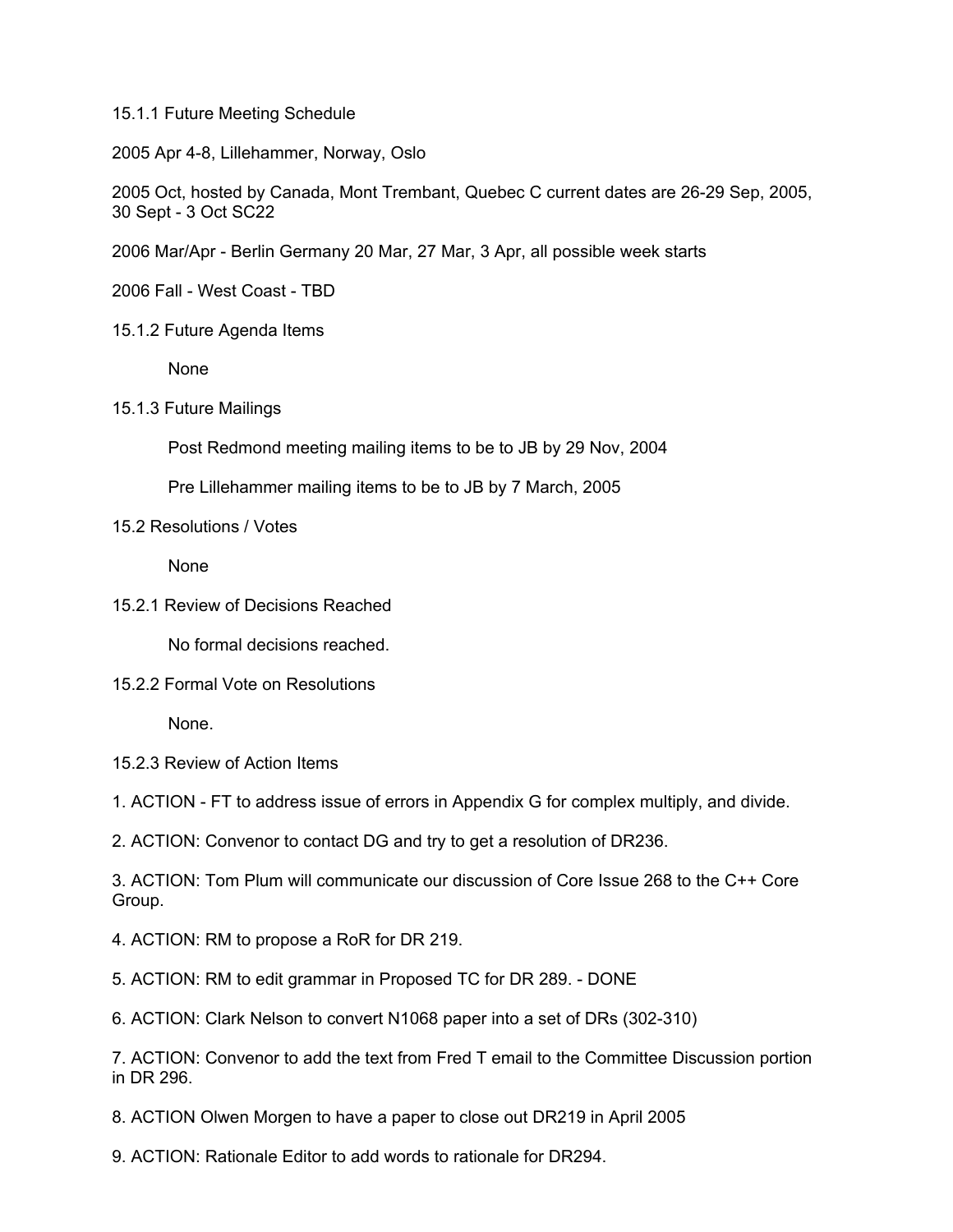15.1.1 Future Meeting Schedule

2005 Apr 4-8, Lillehammer, Norway, Oslo

2005 Oct, hosted by Canada, Mont Trembant, Quebec C current dates are 26-29 Sep, 2005, 30 Sept - 3 Oct SC22

2006 Mar/Apr - Berlin Germany 20 Mar, 27 Mar, 3 Apr, all possible week starts

2006 Fall - West Coast - TBD

15.1.2 Future Agenda Items

None

15.1.3 Future Mailings

Post Redmond meeting mailing items to be to JB by 29 Nov, 2004

Pre Lillehammer mailing items to be to JB by 7 March, 2005

15.2 Resolutions / Votes

None

15.2.1 Review of Decisions Reached

No formal decisions reached.

15.2.2 Formal Vote on Resolutions

None.

15.2.3 Review of Action Items

1. ACTION - FT to address issue of errors in Appendix G for complex multiply, and divide.

2. ACTION: Convenor to contact DG and try to get a resolution of DR236.

3. ACTION: Tom Plum will communicate our discussion of Core Issue 268 to the C++ Core Group.

4. ACTION: RM to propose a RoR for DR 219.

5. ACTION: RM to edit grammar in Proposed TC for DR 289. - DONE

6. ACTION: Clark Nelson to convert N1068 paper into a set of DRs (302-310)

7. ACTION: Convenor to add the text from Fred T email to the Committee Discussion portion in DR 296.

8. ACTION Olwen Morgen to have a paper to close out DR219 in April 2005

9. ACTION: Rationale Editor to add words to rationale for DR294.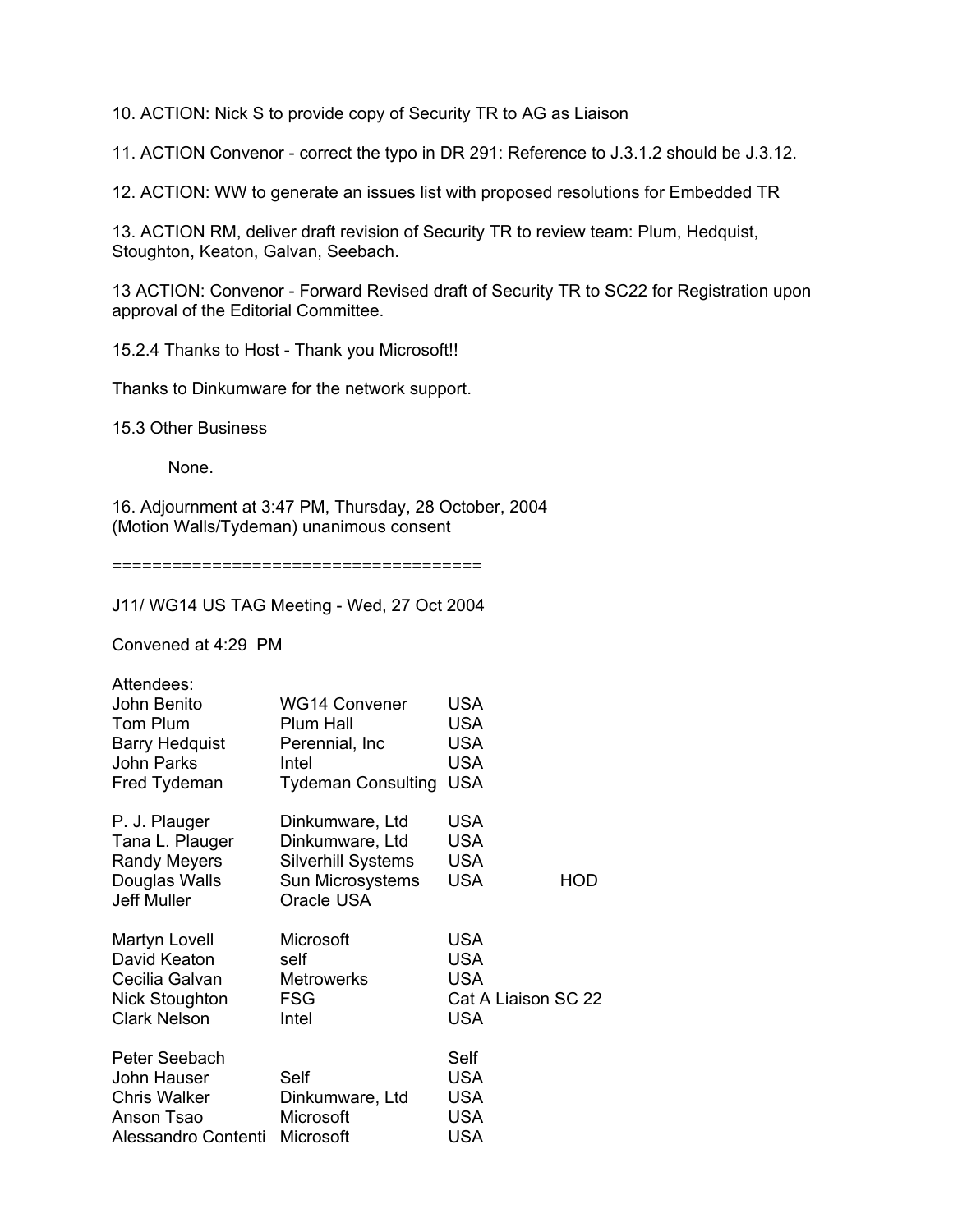10. ACTION: Nick S to provide copy of Security TR to AG as Liaison

11. ACTION Convenor - correct the typo in DR 291: Reference to J.3.1.2 should be J.3.12.

12. ACTION: WW to generate an issues list with proposed resolutions for Embedded TR

13. ACTION RM, deliver draft revision of Security TR to review team: Plum, Hedquist, Stoughton, Keaton, Galvan, Seebach.

13 ACTION: Convenor - Forward Revised draft of Security TR to SC22 for Registration upon approval of the Editorial Committee.

15.2.4 Thanks to Host - Thank you Microsoft!!

Thanks to Dinkumware for the network support.

15.3 Other Business

None.

16. Adjournment at 3:47 PM, Thursday, 28 October, 2004
(Motion Walls/Tydeman) unanimous consent

====================================

J11/ WG14 US TAG Meeting - Wed, 27 Oct 2004

Convened at 4:29 PM

Attendees:

| | | | |
|---|---|---|---|
| John Benito | WG14 Convener | USA | |
| Tom Plum | Plum Hall | USA | |
| Barry Hedquist | Perennial, Inc | USA | |
| John Parks | Intel | USA | |
| Fred Tydeman | Tydeman Consulting | USA | |
| P. J. Plauger | Dinkumware, Ltd | USA | |
| Tana L. Plauger | Dinkumware, Ltd | USA | |
| Randy Meyers | Silverhill Systems | USA | |
| Douglas Walls | Sun Microsystems | USA | HOD |
| Jeff Muller | Oracle USA | | |
| Martyn Lovell | Microsoft | USA | |
| David Keaton | self | USA | |
| Cecilia Galvan | Metrowerks | USA | |
| Nick Stoughton | FSG | Cat A Liaison SC 22 | |
| Clark Nelson | Intel | USA | |
| Peter Seebach | | Self | |
| John Hauser | Self | USA | |
| Chris Walker | Dinkumware, Ltd | USA | |
| Anson Tsao | Microsoft | USA | |
| Alessandro Contenti | Microsoft | USA | |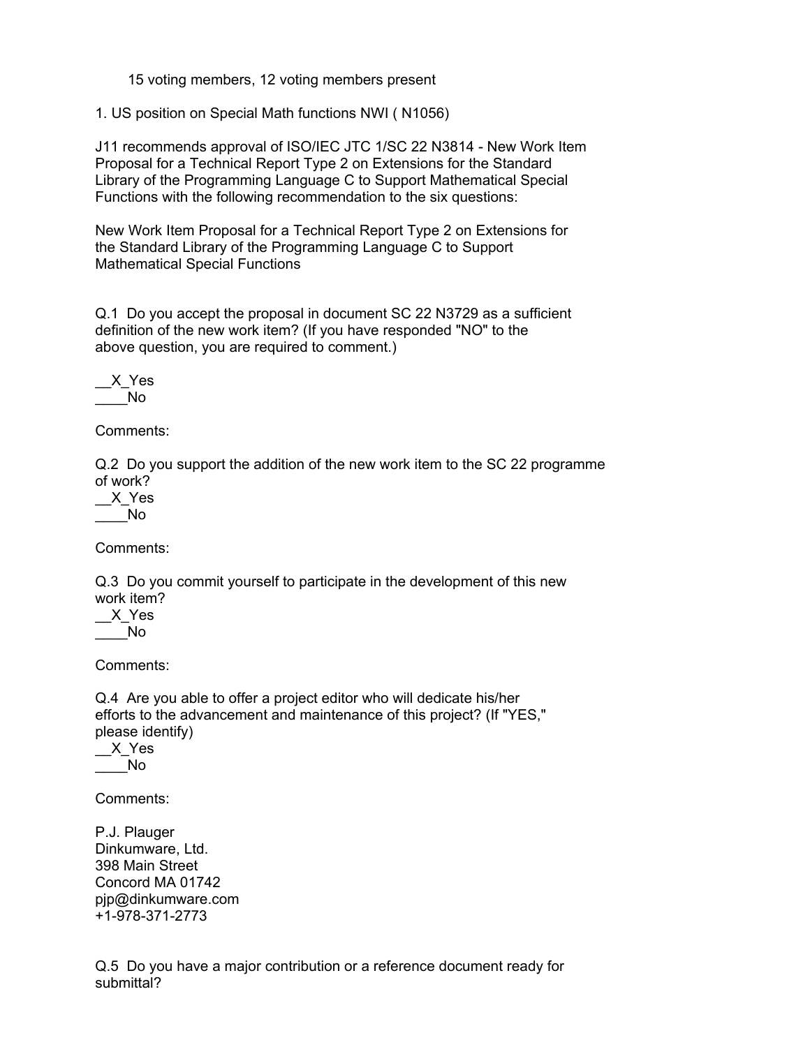15 voting members, 12 voting members present

1. US position on Special Math functions NWI ( N1056)

J11 recommends approval of ISO/IEC JTC 1/SC 22 N3814 - New Work Item Proposal for a Technical Report Type 2 on Extensions for the Standard Library of the Programming Language C to Support Mathematical Special Functions with the following recommendation to the six questions:

New Work Item Proposal for a Technical Report Type 2 on Extensions for the Standard Library of the Programming Language C to Support Mathematical Special Functions

Q.1 Do you accept the proposal in document SC 22 N3729 as a sufficient definition of the new work item? (If you have responded "NO" to the above question, you are required to comment.)

__X_Yes
____No

Comments:

Q.2 Do you support the addition of the new work item to the SC 22 programme of work?
__X_Yes
____No

Comments:

Q.3 Do you commit yourself to participate in the development of this new work item?
__X_Yes
____No

Comments:

Q.4 Are you able to offer a project editor who will dedicate his/her efforts to the advancement and maintenance of this project? (If "YES," please identify)
__X_Yes
____No

Comments:

P.J. Plauger
Dinkumware, Ltd.
398 Main Street
Concord MA 01742
pjp@dinkumware.com
+1-978-371-2773

Q.5 Do you have a major contribution or a reference document ready for submittal?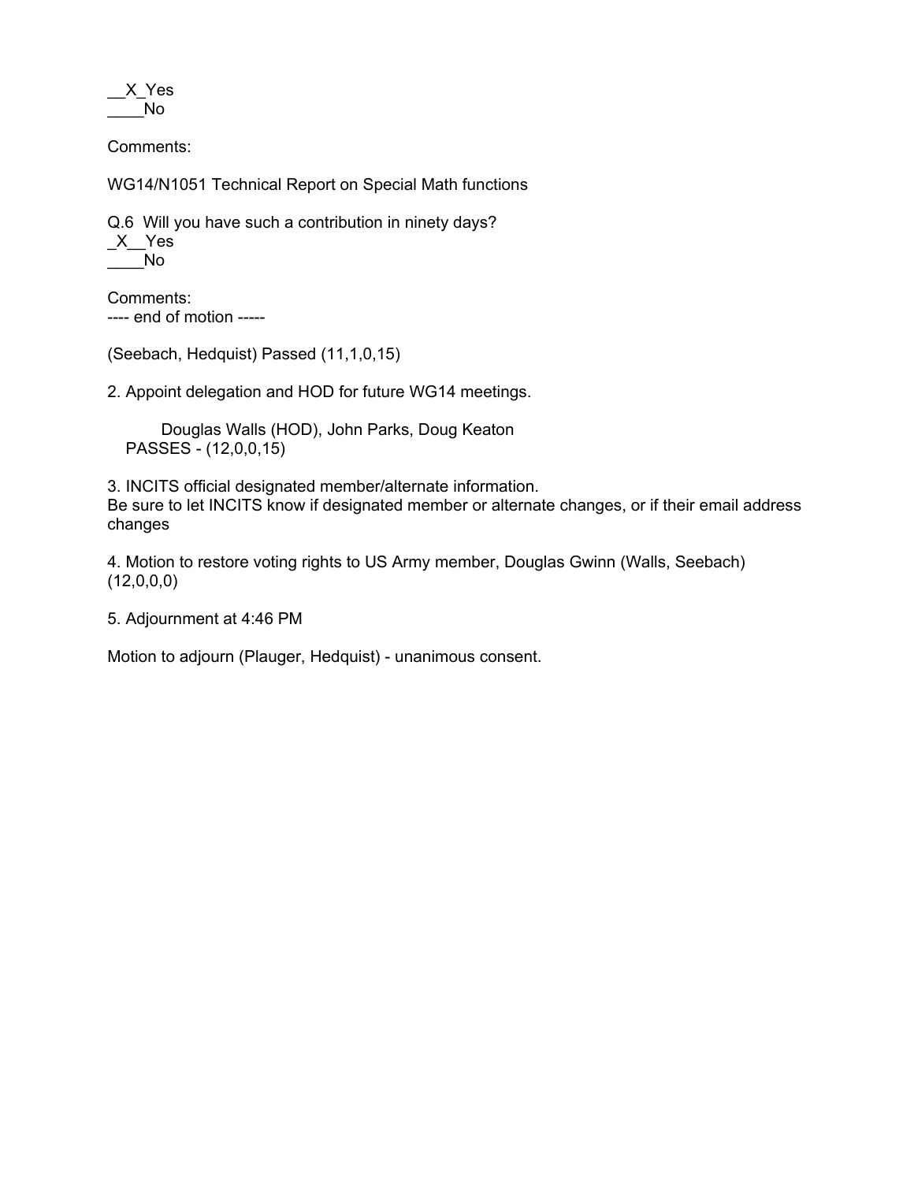__X_Yes
____No

Comments:

WG14/N1051 Technical Report on Special Math functions

Q.6 Will you have such a contribution in ninety days?
_X__Yes
____No

Comments:
---- end of motion -----

(Seebach, Hedquist) Passed (11,1,0,15)

2. Appoint delegation and HOD for future WG14 meetings.

Douglas Walls (HOD), John Parks, Doug Keaton
PASSES - (12,0,0,15)

3. INCITS official designated member/alternate information.
Be sure to let INCITS know if designated member or alternate changes, or if their email address changes

4. Motion to restore voting rights to US Army member, Douglas Gwinn (Walls, Seebach) (12,0,0,0)

5. Adjournment at 4:46 PM

Motion to adjourn (Plauger, Hedquist) - unanimous consent.